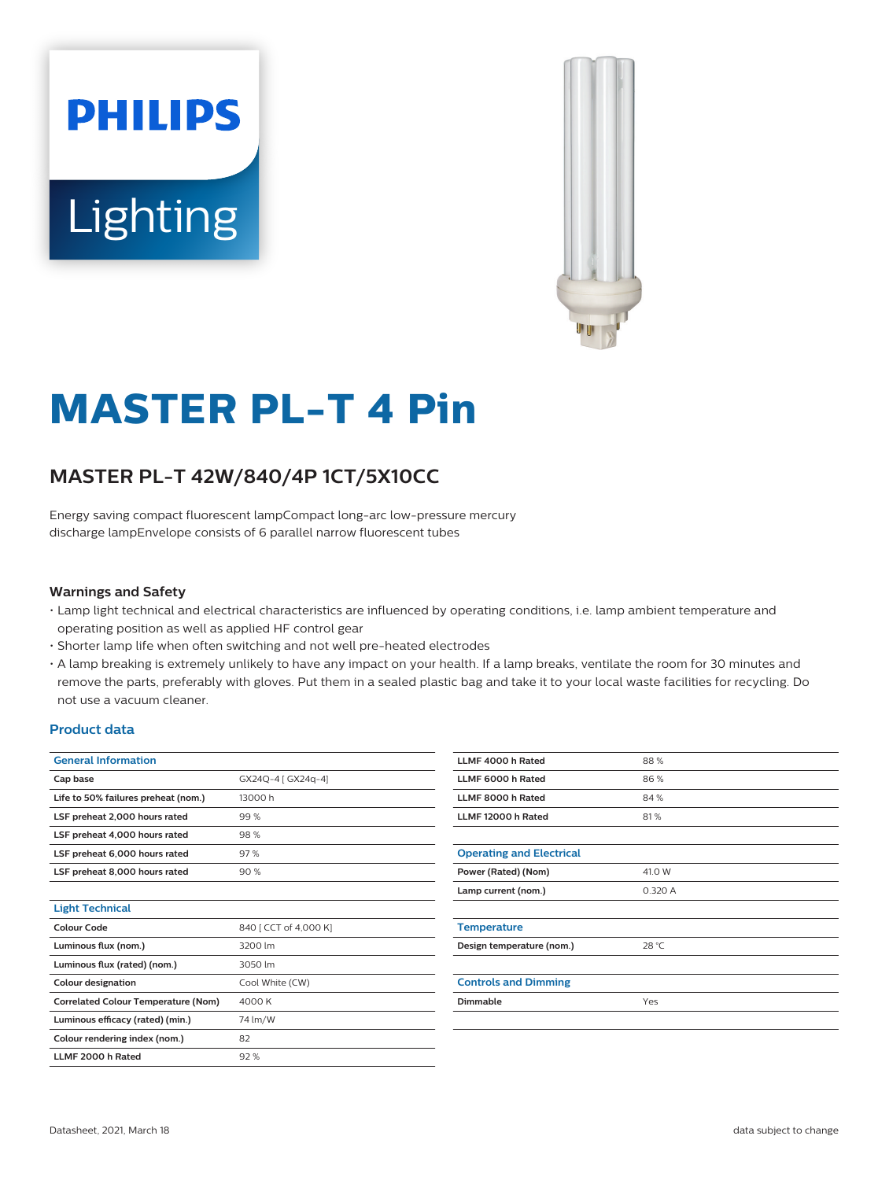# MASTER PL-T 4 Pin

## MASTER PL-T 42W/840/4P 1CT/5X10CC

Energy saving compact fluorescent lampCompact long-arc low-pressure mercury discharge lampEnvelope consists of 6 parallel narrow fluorescent tubes

### Warnings and Safety

- Lamp light technical and electrical characteristics are influenced by operating conditions, i.e. lamp ambient temperature and operating position as well as applied HF control gear
- Shorter lamp life when often switching and not well pre-heated electrodes
- A lamp breaking is extremely unlikely to have any impact on your health. If a lamp breaks, ventilate the room for 30 minutes and remove the parts, preferably with gloves. Put them in a sealed plastic bag and take it to your local waste facilities for recycling. Do not use a vacuum cleaner.

### Product data

| General Information | |
|---|---|
| **Cap base** | GX24Q-4 [ GX24q-4] |
| **Life to 50% failures preheat (nom.)** | 13000 h |
| **LSF preheat 2,000 hours rated** | 99 % |
| **LSF preheat 4,000 hours rated** | 98 % |
| **LSF preheat 6,000 hours rated** | 97 % |
| **LSF preheat 8,000 hours rated** | 90 % |

| Light Technical | |
|---|---|
| **Colour Code** | 840 [ CCT of 4,000 K] |
| **Luminous flux (nom.)** | 3200 lm |
| **Luminous flux (rated) (nom.)** | 3050 lm |
| **Colour designation** | Cool White (CW) |
| **Correlated Colour Temperature (Nom)** | 4000 K |
| **Luminous efficacy (rated) (min.)** | 74 lm/W |
| **Colour rendering index (nom.)** | 82 |
| **LLMF 2000 h Rated** | 92 % |
| **LLMF 4000 h Rated** | 88 % |
| **LLMF 6000 h Rated** | 86 % |
| **LLMF 8000 h Rated** | 84 % |
| **LLMF 12000 h Rated** | 81 % |

| Operating and Electrical | |
|---|---|
| **Power (Rated) (Nom)** | 41.0 W |
| **Lamp current (nom.)** | 0.320 A |

| Temperature | |
|---|---|
| **Design temperature (nom.)** | 28 °C |

| Controls and Dimming | |
|---|---|
| **Dimmable** | Yes |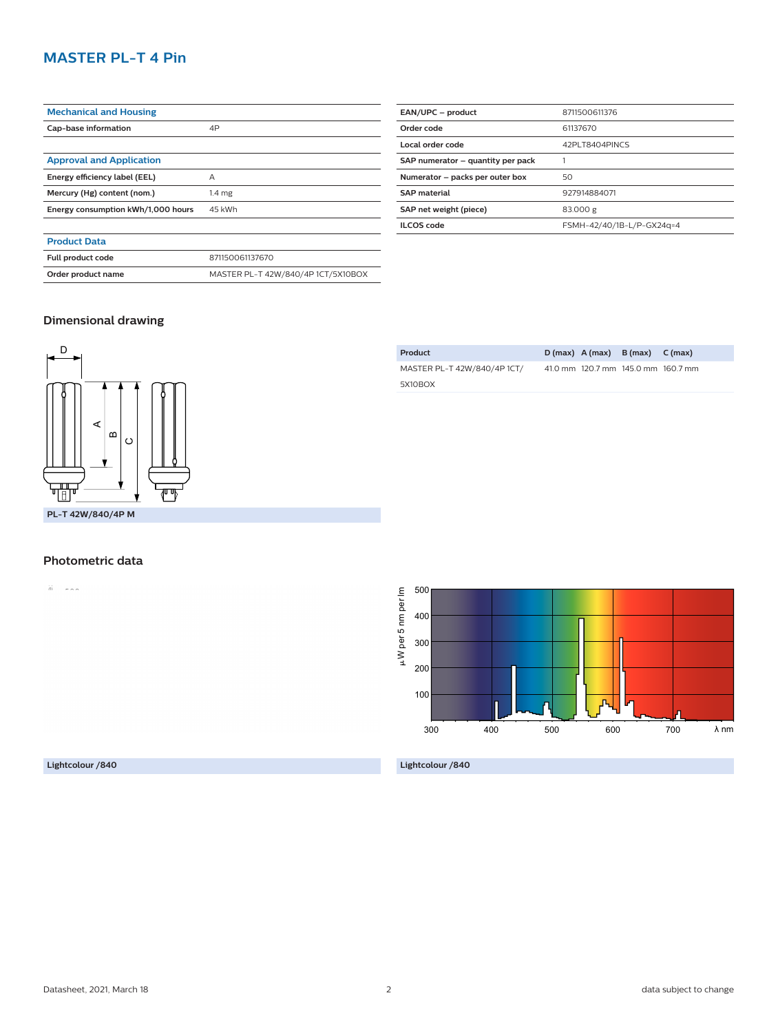# MASTER PL-T 4 Pin

| Mechanical and Housing | |
|---|---|
| Cap-base information | 4P |

| Approval and Application | |
|---|---|
| Energy efficiency label (EEL) | A |
| Mercury (Hg) content (nom.) | 1.4 mg |
| Energy consumption kWh/1,000 hours | 45 kWh |

| Product Data | |
|---|---|
| Full product code | 871150061137670 |
| Order product name | MASTER PL-T 42W/840/4P 1CT/5X10BOX |

| | |
|---|---|
| EAN/UPC – product | 8711500611376 |
| Order code | 61137670 |
| Local order code | 42PLT8404PINCS |
| SAP numerator – quantity per pack | 1 |
| Numerator – packs per outer box | 50 |
| SAP material | 927914884071 |
| SAP net weight (piece) | 83.000 g |
| ILCOS code | FSMH-42/40/1B-L/P-GX24q=4 |

## Dimensional drawing

PL-T 42W/840/4P M

| Product | D (max) | A (max) | B (max) | C (max) |
|---|---|---|---|---|
| MASTER PL-T 42W/840/4P 1CT/ 5X10BOX | 41.0 mm | 120.7 mm | 145.0 mm | 160.7 mm |

## Photometric data

Lightcolour /840

Lightcolour /840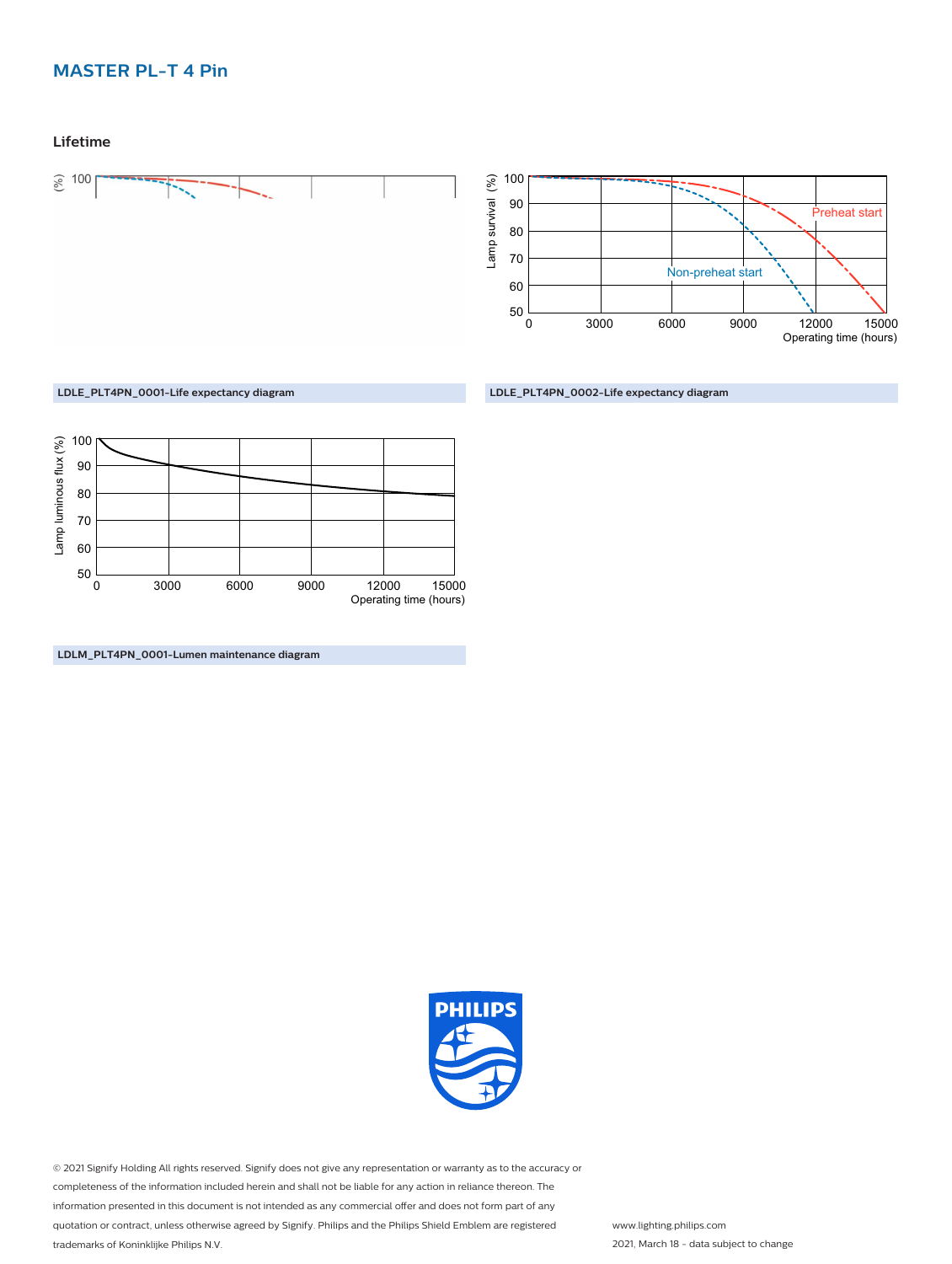## MASTER PL-T 4 Pin

### Lifetime

(%) 100

LDLE_PLT4PN_0001-Life expectancy diagram

Lamp survival (%)
100
90
80
70
60
50
0
3000
6000
9000
12000
15000
Operating time (hours)
Preheat start
Non-preheat start

LDLE_PLT4PN_0002-Life expectancy diagram

Lamp luminous flux (%)
100
90
80
70
60
50
0
3000
6000
9000
12000
15000
Operating time (hours)

LDLM_PLT4PN_0001-Lumen maintenance diagram

© 2021 Signify Holding All rights reserved. Signify does not give any representation or warranty as to the accuracy or completeness of the information included herein and shall not be liable for any action in reliance thereon. The information presented in this document is not intended as any commercial offer and does not form part of any quotation or contract, unless otherwise agreed by Signify. Philips and the Philips Shield Emblem are registered trademarks of Koninklijke Philips N.V.

www.lighting.philips.com

2021, March 18 - data subject to change